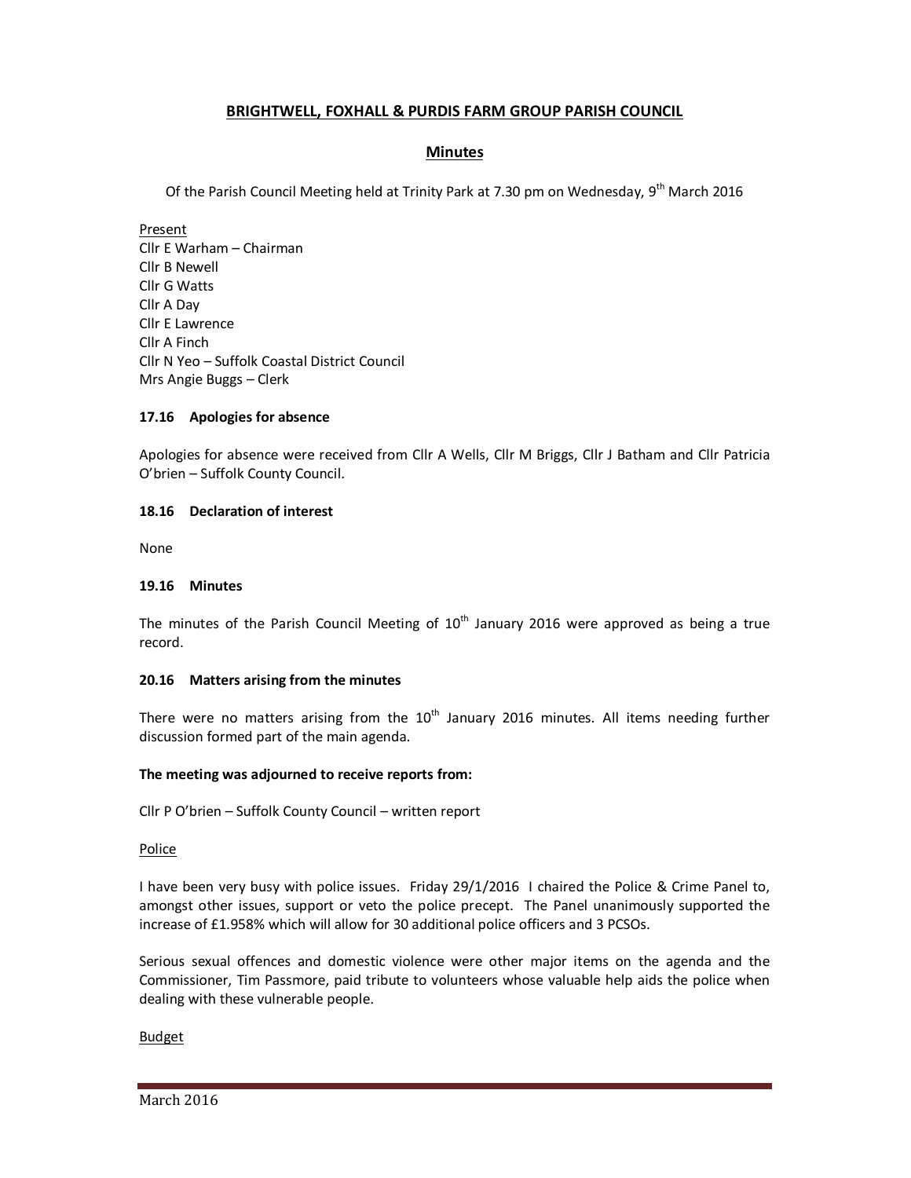# BRIGHTWELL, FOXHALL & PURDIS FARM GROUP PARISH COUNCIL

## Minutes

Of the Parish Council Meeting held at Trinity Park at 7.30 pm on Wednesday, 9th March 2016

Present
Cllr E Warham – Chairman
Cllr B Newell
Cllr G Watts
Cllr A Day
Cllr E Lawrence
Cllr A Finch
Cllr N Yeo – Suffolk Coastal District Council
Mrs Angie Buggs – Clerk

### 17.16 Apologies for absence

Apologies for absence were received from Cllr A Wells, Cllr M Briggs, Cllr J Batham and Cllr Patricia O'brien – Suffolk County Council.

### 18.16 Declaration of interest

None

### 19.16 Minutes

The minutes of the Parish Council Meeting of 10th January 2016 were approved as being a true record.

### 20.16 Matters arising from the minutes

There were no matters arising from the 10th January 2016 minutes. All items needing further discussion formed part of the main agenda.

**The meeting was adjourned to receive reports from:**

Cllr P O'brien – Suffolk County Council – written report

Police

I have been very busy with police issues. Friday 29/1/2016 I chaired the Police & Crime Panel to, amongst other issues, support or veto the police precept. The Panel unanimously supported the increase of £1.958% which will allow for 30 additional police officers and 3 PCSOs.

Serious sexual offences and domestic violence were other major items on the agenda and the Commissioner, Tim Passmore, paid tribute to volunteers whose valuable help aids the police when dealing with these vulnerable people.

Budget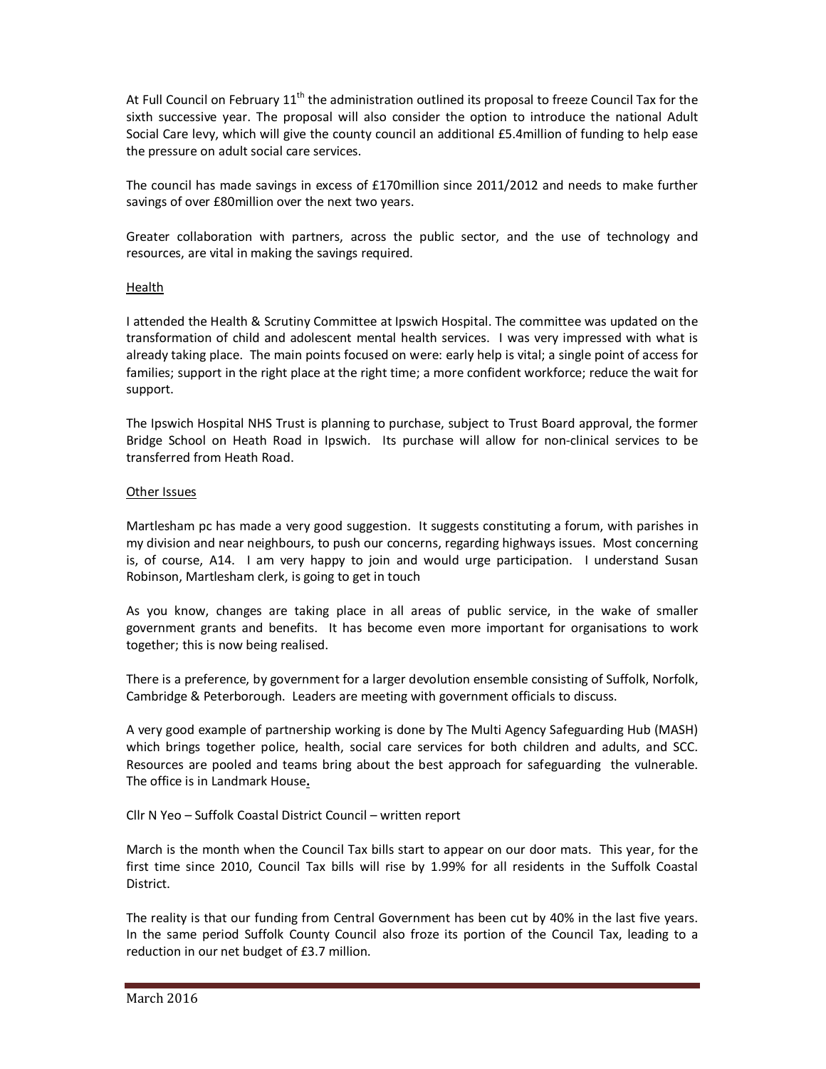At Full Council on February 11th the administration outlined its proposal to freeze Council Tax for the sixth successive year. The proposal will also consider the option to introduce the national Adult Social Care levy, which will give the county council an additional £5.4million of funding to help ease the pressure on adult social care services.

The council has made savings in excess of £170million since 2011/2012 and needs to make further savings of over £80million over the next two years.

Greater collaboration with partners, across the public sector, and the use of technology and resources, are vital in making the savings required.

Health

I attended the Health & Scrutiny Committee at Ipswich Hospital. The committee was updated on the transformation of child and adolescent mental health services. I was very impressed with what is already taking place. The main points focused on were: early help is vital; a single point of access for families; support in the right place at the right time; a more confident workforce; reduce the wait for support.

The Ipswich Hospital NHS Trust is planning to purchase, subject to Trust Board approval, the former Bridge School on Heath Road in Ipswich. Its purchase will allow for non-clinical services to be transferred from Heath Road.

Other Issues

Martlesham pc has made a very good suggestion. It suggests constituting a forum, with parishes in my division and near neighbours, to push our concerns, regarding highways issues. Most concerning is, of course, A14. I am very happy to join and would urge participation. I understand Susan Robinson, Martlesham clerk, is going to get in touch

As you know, changes are taking place in all areas of public service, in the wake of smaller government grants and benefits. It has become even more important for organisations to work together; this is now being realised.

There is a preference, by government for a larger devolution ensemble consisting of Suffolk, Norfolk, Cambridge & Peterborough. Leaders are meeting with government officials to discuss.

A very good example of partnership working is done by The Multi Agency Safeguarding Hub (MASH) which brings together police, health, social care services for both children and adults, and SCC. Resources are pooled and teams bring about the best approach for safeguarding the vulnerable. The office is in Landmark House**.**

Cllr N Yeo – Suffolk Coastal District Council – written report

March is the month when the Council Tax bills start to appear on our door mats. This year, for the first time since 2010, Council Tax bills will rise by 1.99% for all residents in the Suffolk Coastal District.

The reality is that our funding from Central Government has been cut by 40% in the last five years. In the same period Suffolk County Council also froze its portion of the Council Tax, leading to a reduction in our net budget of £3.7 million.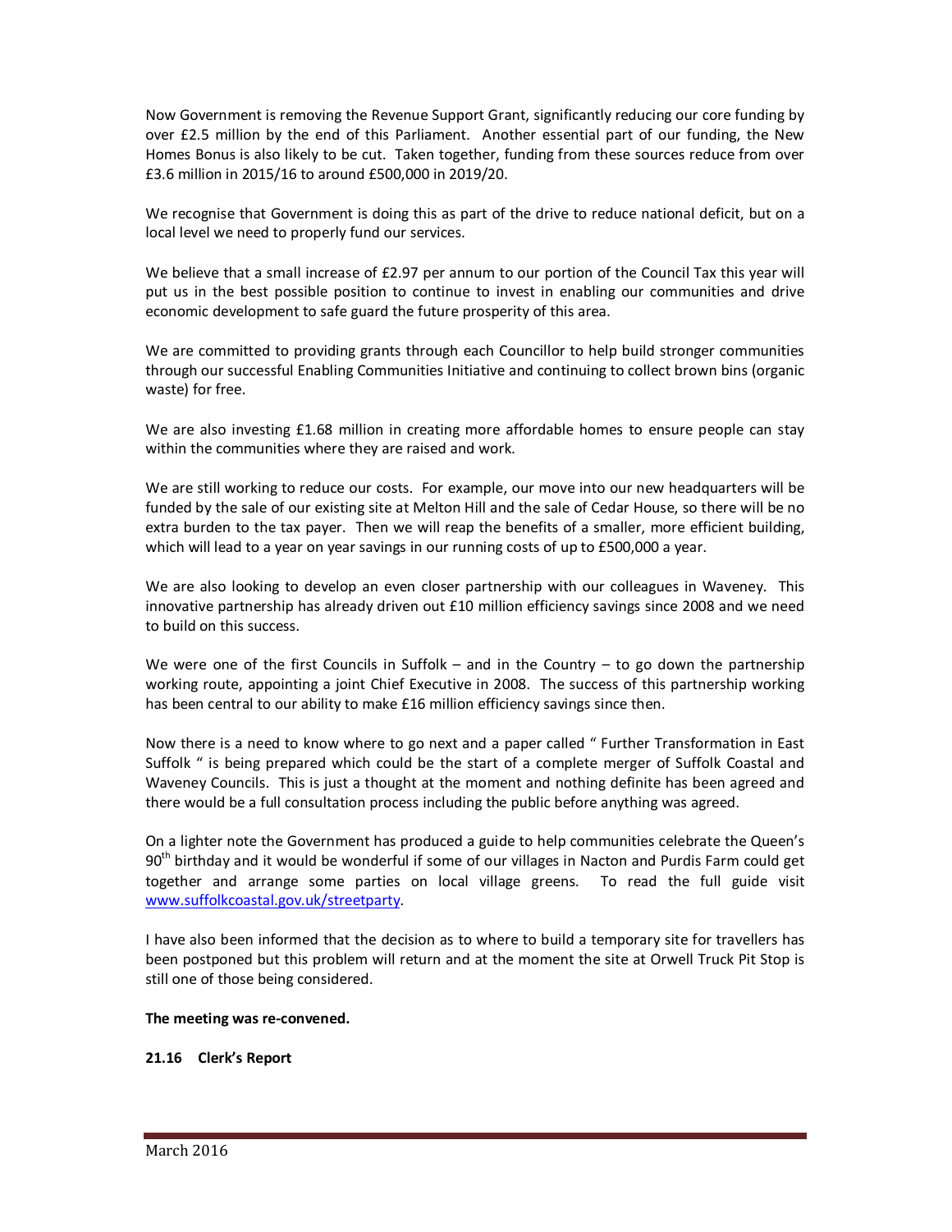Now Government is removing the Revenue Support Grant, significantly reducing our core funding by over £2.5 million by the end of this Parliament. Another essential part of our funding, the New Homes Bonus is also likely to be cut. Taken together, funding from these sources reduce from over £3.6 million in 2015/16 to around £500,000 in 2019/20.

We recognise that Government is doing this as part of the drive to reduce national deficit, but on a local level we need to properly fund our services.

We believe that a small increase of £2.97 per annum to our portion of the Council Tax this year will put us in the best possible position to continue to invest in enabling our communities and drive economic development to safe guard the future prosperity of this area.

We are committed to providing grants through each Councillor to help build stronger communities through our successful Enabling Communities Initiative and continuing to collect brown bins (organic waste) for free.

We are also investing £1.68 million in creating more affordable homes to ensure people can stay within the communities where they are raised and work.

We are still working to reduce our costs. For example, our move into our new headquarters will be funded by the sale of our existing site at Melton Hill and the sale of Cedar House, so there will be no extra burden to the tax payer. Then we will reap the benefits of a smaller, more efficient building, which will lead to a year on year savings in our running costs of up to £500,000 a year.

We are also looking to develop an even closer partnership with our colleagues in Waveney. This innovative partnership has already driven out £10 million efficiency savings since 2008 and we need to build on this success.

We were one of the first Councils in Suffolk – and in the Country – to go down the partnership working route, appointing a joint Chief Executive in 2008. The success of this partnership working has been central to our ability to make £16 million efficiency savings since then.

Now there is a need to know where to go next and a paper called " Further Transformation in East Suffolk " is being prepared which could be the start of a complete merger of Suffolk Coastal and Waveney Councils. This is just a thought at the moment and nothing definite has been agreed and there would be a full consultation process including the public before anything was agreed.

On a lighter note the Government has produced a guide to help communities celebrate the Queen's 90th birthday and it would be wonderful if some of our villages in Nacton and Purdis Farm could get together and arrange some parties on local village greens. To read the full guide visit www.suffolkcoastal.gov.uk/streetparty.

I have also been informed that the decision as to where to build a temporary site for travellers has been postponed but this problem will return and at the moment the site at Orwell Truck Pit Stop is still one of those being considered.

**The meeting was re-convened.**

**21.16 Clerk's Report**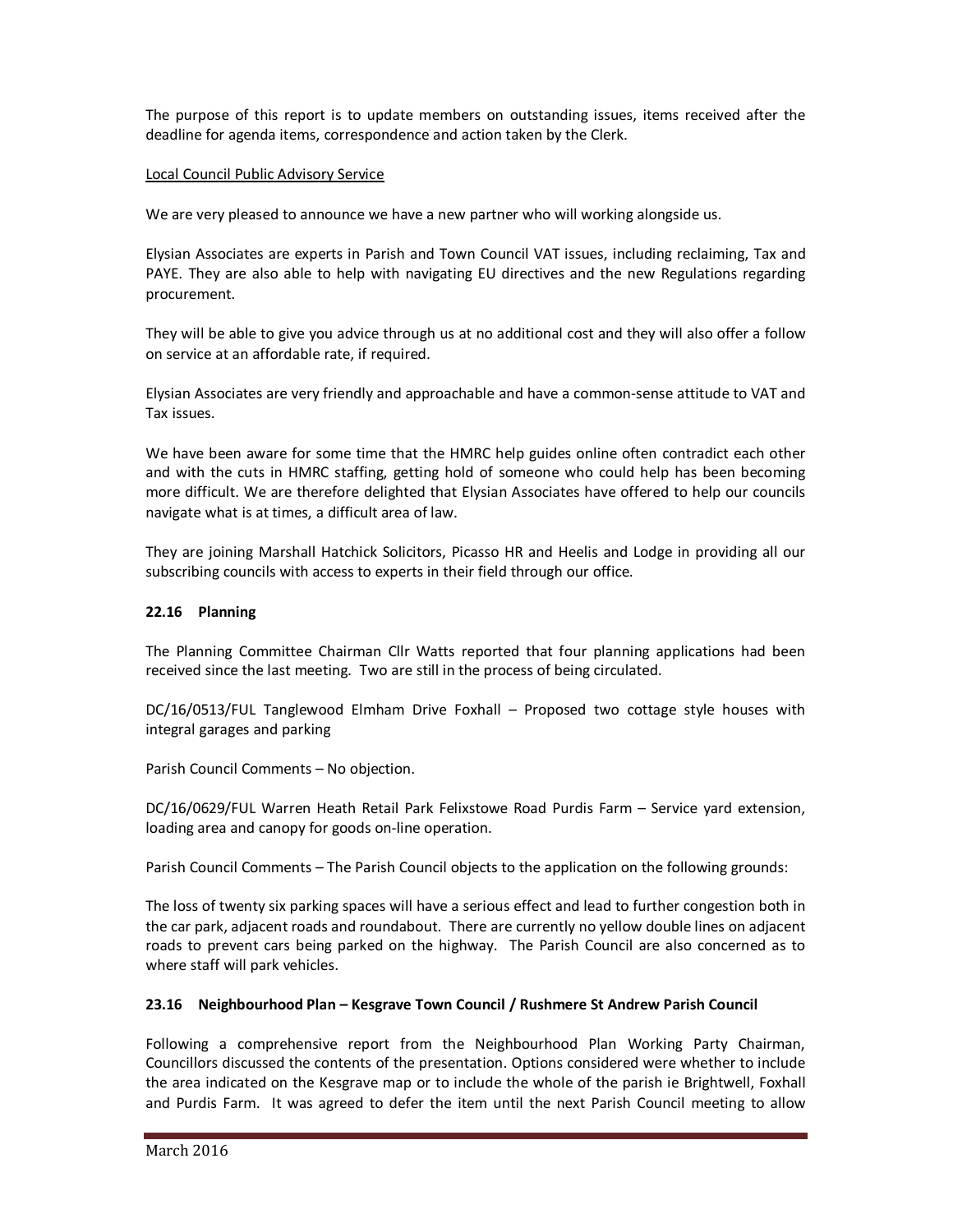The purpose of this report is to update members on outstanding issues, items received after the deadline for agenda items, correspondence and action taken by the Clerk.

Local Council Public Advisory Service

We are very pleased to announce we have a new partner who will working alongside us.

Elysian Associates are experts in Parish and Town Council VAT issues, including reclaiming, Tax and PAYE. They are also able to help with navigating EU directives and the new Regulations regarding procurement.

They will be able to give you advice through us at no additional cost and they will also offer a follow on service at an affordable rate, if required.

Elysian Associates are very friendly and approachable and have a common-sense attitude to VAT and Tax issues.

We have been aware for some time that the HMRC help guides online often contradict each other and with the cuts in HMRC staffing, getting hold of someone who could help has been becoming more difficult. We are therefore delighted that Elysian Associates have offered to help our councils navigate what is at times, a difficult area of law.

They are joining Marshall Hatchick Solicitors, Picasso HR and Heelis and Lodge in providing all our subscribing councils with access to experts in their field through our office.

**22.16 Planning**

The Planning Committee Chairman Cllr Watts reported that four planning applications had been received since the last meeting. Two are still in the process of being circulated.

DC/16/0513/FUL Tanglewood Elmham Drive Foxhall – Proposed two cottage style houses with integral garages and parking

Parish Council Comments – No objection.

DC/16/0629/FUL Warren Heath Retail Park Felixstowe Road Purdis Farm – Service yard extension, loading area and canopy for goods on-line operation.

Parish Council Comments – The Parish Council objects to the application on the following grounds:

The loss of twenty six parking spaces will have a serious effect and lead to further congestion both in the car park, adjacent roads and roundabout. There are currently no yellow double lines on adjacent roads to prevent cars being parked on the highway. The Parish Council are also concerned as to where staff will park vehicles.

**23.16 Neighbourhood Plan – Kesgrave Town Council / Rushmere St Andrew Parish Council**

Following a comprehensive report from the Neighbourhood Plan Working Party Chairman, Councillors discussed the contents of the presentation. Options considered were whether to include the area indicated on the Kesgrave map or to include the whole of the parish ie Brightwell, Foxhall and Purdis Farm. It was agreed to defer the item until the next Parish Council meeting to allow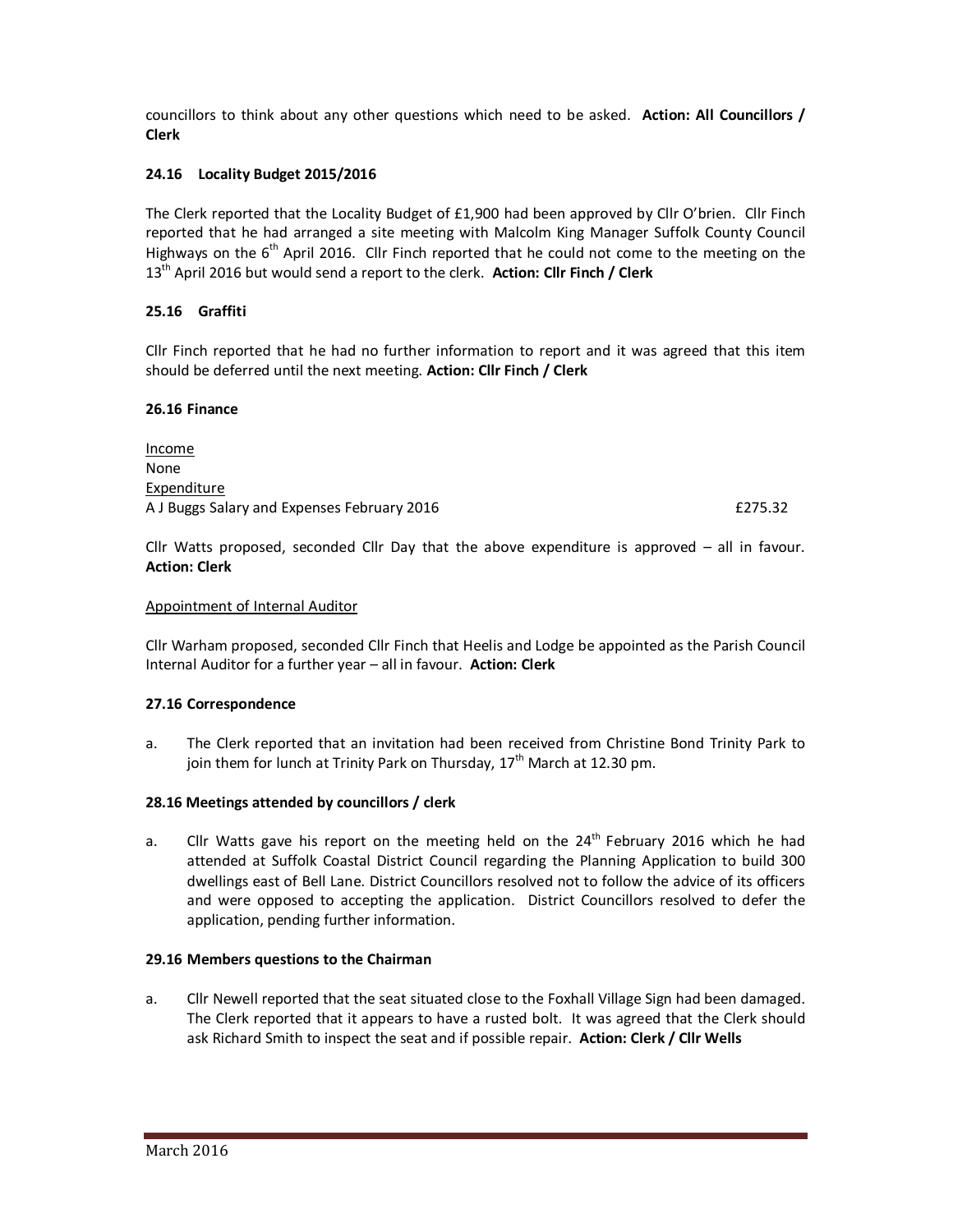councillors to think about any other questions which need to be asked. **Action: All Councillors / Clerk**

### 24.16 Locality Budget 2015/2016

The Clerk reported that the Locality Budget of £1,900 had been approved by Cllr O'brien. Cllr Finch reported that he had arranged a site meeting with Malcolm King Manager Suffolk County Council Highways on the 6th April 2016. Cllr Finch reported that he could not come to the meeting on the 13th April 2016 but would send a report to the clerk. **Action: Cllr Finch / Clerk**

### 25.16 Graffiti

Cllr Finch reported that he had no further information to report and it was agreed that this item should be deferred until the next meeting. **Action: Cllr Finch / Clerk**

### 26.16 Finance

Income
None
Expenditure

| | |
|---|---|
| A J Buggs Salary and Expenses February 2016 | £275.32 |

Cllr Watts proposed, seconded Cllr Day that the above expenditure is approved – all in favour. **Action: Clerk**

Appointment of Internal Auditor

Cllr Warham proposed, seconded Cllr Finch that Heelis and Lodge be appointed as the Parish Council Internal Auditor for a further year – all in favour. **Action: Clerk**

### 27.16 Correspondence

a. The Clerk reported that an invitation had been received from Christine Bond Trinity Park to join them for lunch at Trinity Park on Thursday, 17th March at 12.30 pm.

### 28.16 Meetings attended by councillors / clerk

a. Cllr Watts gave his report on the meeting held on the 24th February 2016 which he had attended at Suffolk Coastal District Council regarding the Planning Application to build 300 dwellings east of Bell Lane. District Councillors resolved not to follow the advice of its officers and were opposed to accepting the application. District Councillors resolved to defer the application, pending further information.

### 29.16 Members questions to the Chairman

a. Cllr Newell reported that the seat situated close to the Foxhall Village Sign had been damaged. The Clerk reported that it appears to have a rusted bolt. It was agreed that the Clerk should ask Richard Smith to inspect the seat and if possible repair. **Action: Clerk / Cllr Wells**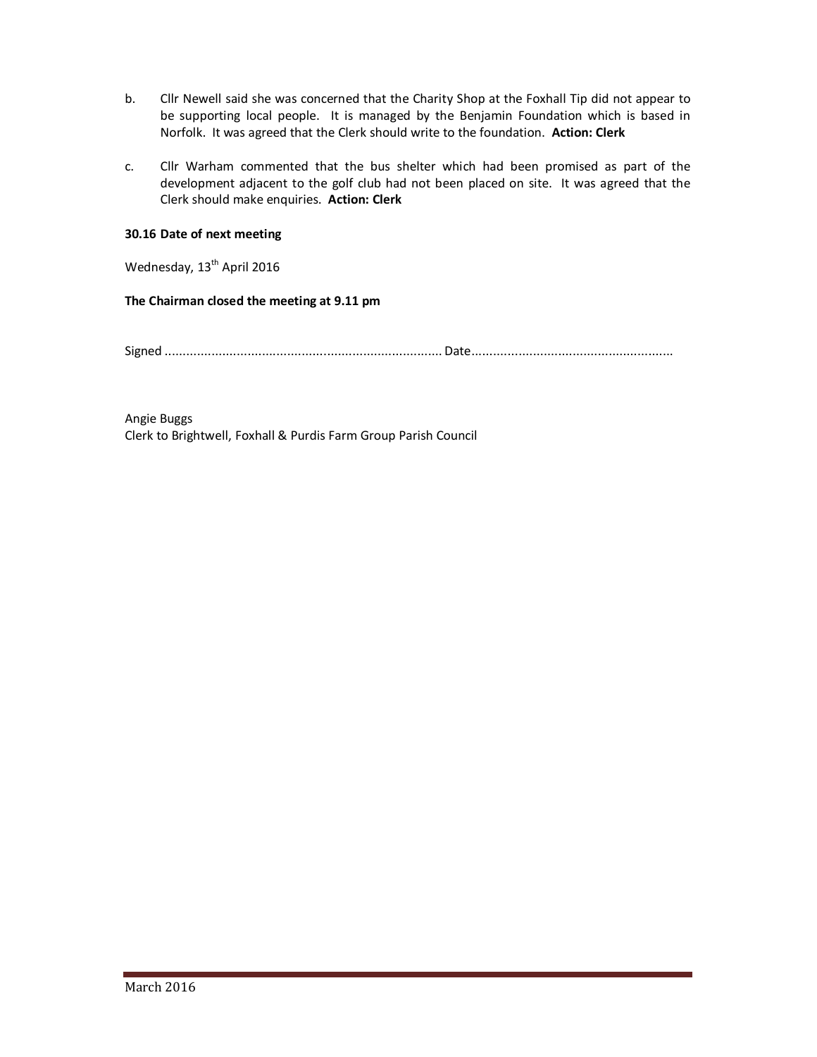b. Cllr Newell said she was concerned that the Charity Shop at the Foxhall Tip did not appear to be supporting local people. It is managed by the Benjamin Foundation which is based in Norfolk. It was agreed that the Clerk should write to the foundation. **Action: Clerk**

c. Cllr Warham commented that the bus shelter which had been promised as part of the development adjacent to the golf club had not been placed on site. It was agreed that the Clerk should make enquiries. **Action: Clerk**

**30.16 Date of next meeting**

Wednesday, 13th April 2016

**The Chairman closed the meeting at 9.11 pm**

Signed ............................................................................. Date........................................................

Angie Buggs
Clerk to Brightwell, Foxhall & Purdis Farm Group Parish Council